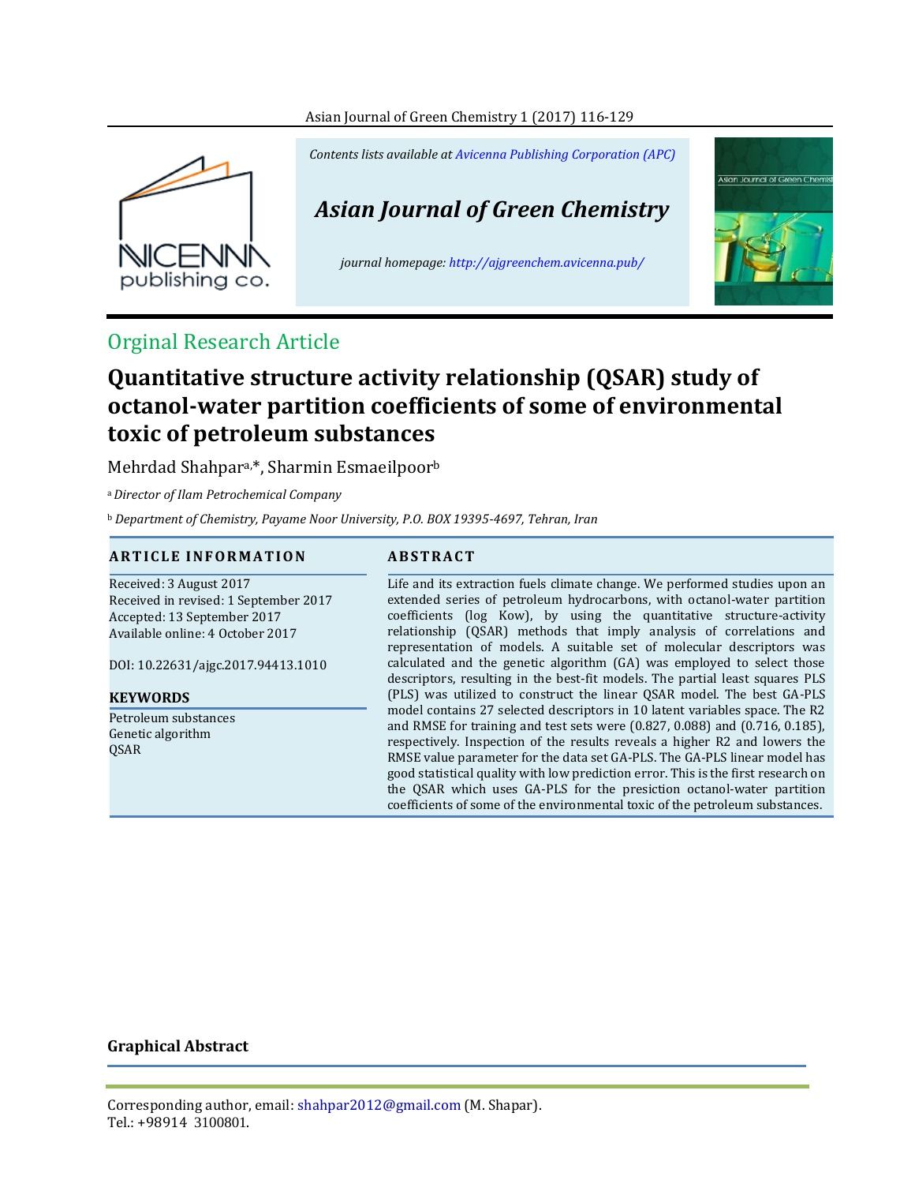Contents lists available at Avicenna Publishing Corporation (APC)

*Asian Journal of Green Chemistry*

journal homepage: http://ajgreenchem.avicenna.pub/

Orginal Research Article

# Quantitative structure activity relationship (QSAR) study of octanol-water partition coefficients of some of environmental toxic of petroleum substances

Mehrdad Shahpar[a,*], Sharmin Esmaeilpoor[b]

[a] *Director of Ilam Petrochemical Company*

[b] *Department of Chemistry, Payame Noor University, P.O. BOX 19395-4697, Tehran, Iran*

## ARTICLE INFORMATION

Received: 3 August 2017
Received in revised: 1 September 2017
Accepted: 13 September 2017
Available online: 4 October 2017

DOI: 10.22631/ajgc.2017.94413.1010

### KEYWORDS

Petroleum substances
Genetic algorithm
QSAR

## ABSTRACT

Life and its extraction fuels climate change. We performed studies upon an extended series of petroleum hydrocarbons, with octanol-water partition coefficients (log Kow), by using the quantitative structure-activity relationship (QSAR) methods that imply analysis of correlations and representation of models. A suitable set of molecular descriptors was calculated and the genetic algorithm (GA) was employed to select those descriptors, resulting in the best-fit models. The partial least squares PLS (PLS) was utilized to construct the linear QSAR model. The best GA-PLS model contains 27 selected descriptors in 10 latent variables space. The R2 and RMSE for training and test sets were (0.827, 0.088) and (0.716, 0.185), respectively. Inspection of the results reveals a higher R2 and lowers the RMSE value parameter for the data set GA-PLS. The GA-PLS linear model has good statistical quality with low prediction error. This is the first research on the QSAR which uses GA-PLS for the presiction octanol-water partition coefficients of some of the environmental toxic of the petroleum substances.

## Graphical Abstract

Corresponding author, email: shahpar2012@gmail.com (M. Shapar).
Tel.: +98914 3100801.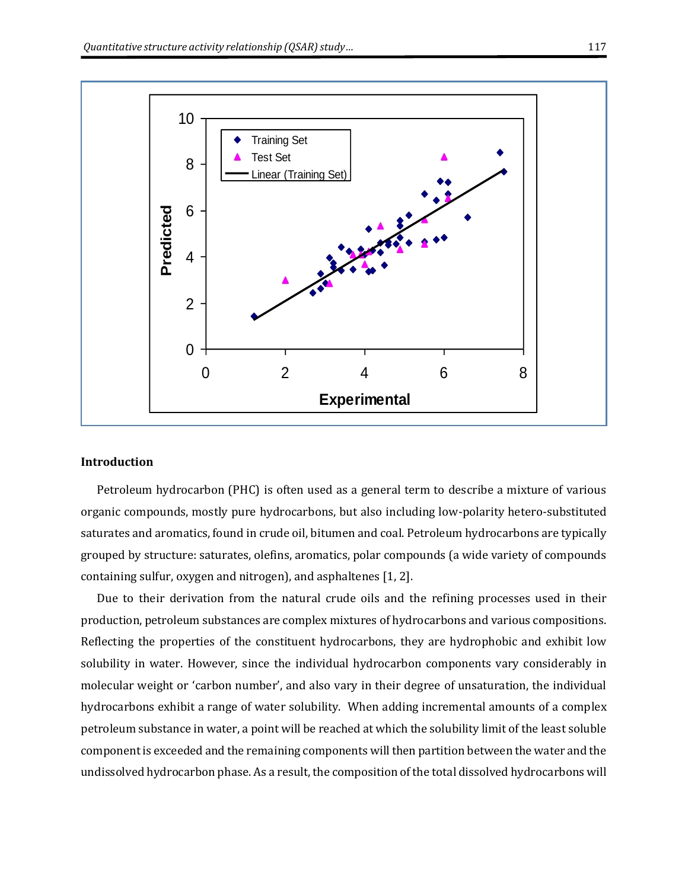## Introduction

Petroleum hydrocarbon (PHC) is often used as a general term to describe a mixture of various organic compounds, mostly pure hydrocarbons, but also including low-polarity hetero-substituted saturates and aromatics, found in crude oil, bitumen and coal. Petroleum hydrocarbons are typically grouped by structure: saturates, olefins, aromatics, polar compounds (a wide variety of compounds containing sulfur, oxygen and nitrogen), and asphaltenes [1, 2].

Due to their derivation from the natural crude oils and the refining processes used in their production, petroleum substances are complex mixtures of hydrocarbons and various compositions. Reflecting the properties of the constituent hydrocarbons, they are hydrophobic and exhibit low solubility in water. However, since the individual hydrocarbon components vary considerably in molecular weight or 'carbon number', and also vary in their degree of unsaturation, the individual hydrocarbons exhibit a range of water solubility. When adding incremental amounts of a complex petroleum substance in water, a point will be reached at which the solubility limit of the least soluble component is exceeded and the remaining components will then partition between the water and the undissolved hydrocarbon phase. As a result, the composition of the total dissolved hydrocarbons will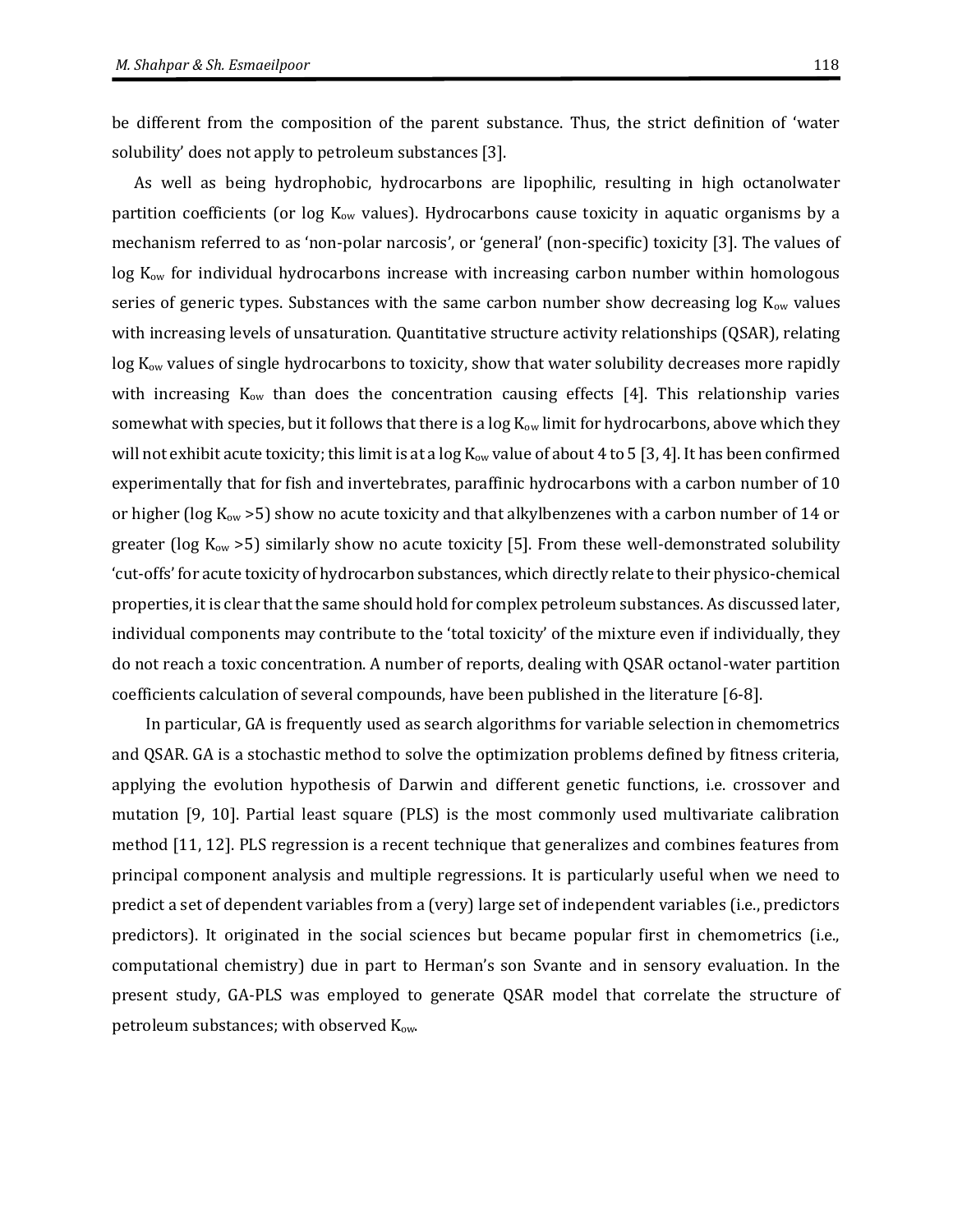be different from the composition of the parent substance. Thus, the strict definition of 'water solubility' does not apply to petroleum substances [3].

As well as being hydrophobic, hydrocarbons are lipophilic, resulting in high octanolwater partition coefficients (or log $K_{ow}$ values). Hydrocarbons cause toxicity in aquatic organisms by a mechanism referred to as 'non-polar narcosis', or 'general' (non-specific) toxicity [3]. The values of log $K_{ow}$ for individual hydrocarbons increase with increasing carbon number within homologous series of generic types. Substances with the same carbon number show decreasing log $K_{ow}$ values with increasing levels of unsaturation. Quantitative structure activity relationships (QSAR), relating log $K_{ow}$ values of single hydrocarbons to toxicity, show that water solubility decreases more rapidly with increasing $K_{ow}$ than does the concentration causing effects [4]. This relationship varies somewhat with species, but it follows that there is a log $K_{ow}$ limit for hydrocarbons, above which they will not exhibit acute toxicity; this limit is at a log $K_{ow}$ value of about 4 to 5 [3, 4]. It has been confirmed experimentally that for fish and invertebrates, paraffinic hydrocarbons with a carbon number of 10 or higher (log $K_{ow}$ >5) show no acute toxicity and that alkylbenzenes with a carbon number of 14 or greater (log $K_{ow}$ >5) similarly show no acute toxicity [5]. From these well-demonstrated solubility 'cut-offs' for acute toxicity of hydrocarbon substances, which directly relate to their physico-chemical properties, it is clear that the same should hold for complex petroleum substances. As discussed later, individual components may contribute to the 'total toxicity' of the mixture even if individually, they do not reach a toxic concentration. A number of reports, dealing with QSAR octanol-water partition coefficients calculation of several compounds, have been published in the literature [6-8].

In particular, GA is frequently used as search algorithms for variable selection in chemometrics and QSAR. GA is a stochastic method to solve the optimization problems defined by fitness criteria, applying the evolution hypothesis of Darwin and different genetic functions, i.e. crossover and mutation [9, 10]. Partial least square (PLS) is the most commonly used multivariate calibration method [11, 12]. PLS regression is a recent technique that generalizes and combines features from principal component analysis and multiple regressions. It is particularly useful when we need to predict a set of dependent variables from a (very) large set of independent variables (i.e., predictors predictors). It originated in the social sciences but became popular first in chemometrics (i.e., computational chemistry) due in part to Herman's son Svante and in sensory evaluation. In the present study, GA-PLS was employed to generate QSAR model that correlate the structure of petroleum substances; with observed $K_{ow}$.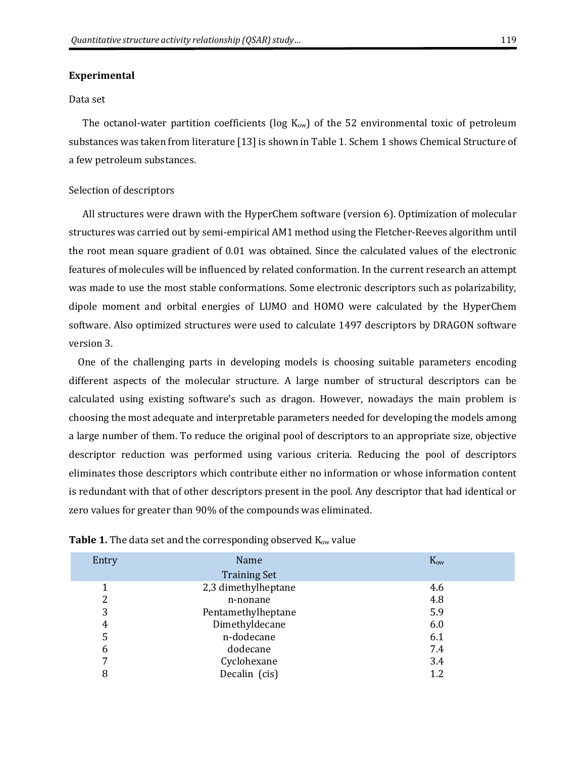## Experimental

### Data set

The octanol-water partition coefficients (log $K_{ow}$) of the 52 environmental toxic of petroleum substances was taken from literature [13] is shown in Table 1. Schem 1 shows Chemical Structure of a few petroleum substances.

### Selection of descriptors

All structures were drawn with the HyperChem software (version 6). Optimization of molecular structures was carried out by semi-empirical AM1 method using the Fletcher-Reeves algorithm until the root mean square gradient of 0.01 was obtained. Since the calculated values of the electronic features of molecules will be influenced by related conformation. In the current research an attempt was made to use the most stable conformations. Some electronic descriptors such as polarizability, dipole moment and orbital energies of LUMO and HOMO were calculated by the HyperChem software. Also optimized structures were used to calculate 1497 descriptors by DRAGON software version 3.

One of the challenging parts in developing models is choosing suitable parameters encoding different aspects of the molecular structure. A large number of structural descriptors can be calculated using existing software's such as dragon. However, nowadays the main problem is choosing the most adequate and interpretable parameters needed for developing the models among a large number of them. To reduce the original pool of descriptors to an appropriate size, objective descriptor reduction was performed using various criteria. Reducing the pool of descriptors eliminates those descriptors which contribute either no information or whose information content is redundant with that of other descriptors present in the pool. Any descriptor that had identical or zero values for greater than 90% of the compounds was eliminated.

**Table 1.** The data set and the corresponding observed $K_{ow}$ value

| Entry | Name | $K_{ow}$ |
|---|---|---|
| | Training Set | |
| 1 | 2,3 dimethylheptane | 4.6 |
| 2 | n-nonane | 4.8 |
| 3 | Pentamethylheptane | 5.9 |
| 4 | Dimethyldecane | 6.0 |
| 5 | n-dodecane | 6.1 |
| 6 | dodecane | 7.4 |
| 7 | Cyclohexane | 3.4 |
| 8 | Decalin (cis) | 1.2 |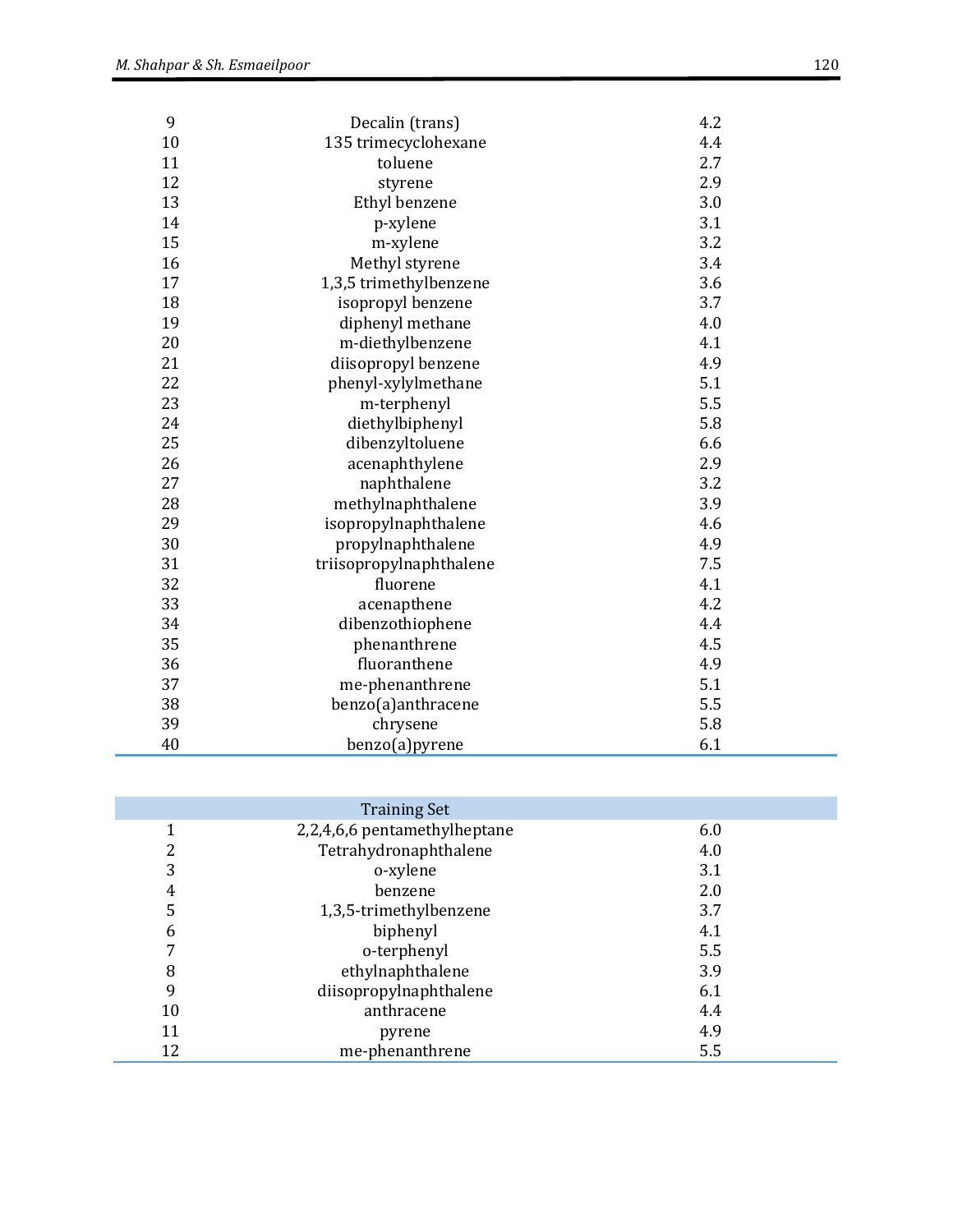| | | |
|---|---|---|
| 9 | Decalin (trans) | 4.2 |
| 10 | 135 trimecyclohexane | 4.4 |
| 11 | toluene | 2.7 |
| 12 | styrene | 2.9 |
| 13 | Ethyl benzene | 3.0 |
| 14 | p-xylene | 3.1 |
| 15 | m-xylene | 3.2 |
| 16 | Methyl styrene | 3.4 |
| 17 | 1,3,5 trimethylbenzene | 3.6 |
| 18 | isopropyl benzene | 3.7 |
| 19 | diphenyl methane | 4.0 |
| 20 | m-diethylbenzene | 4.1 |
| 21 | diisopropyl benzene | 4.9 |
| 22 | phenyl-xylylmethane | 5.1 |
| 23 | m-terphenyl | 5.5 |
| 24 | diethylbiphenyl | 5.8 |
| 25 | dibenzyltoluene | 6.6 |
| 26 | acenaphthylene | 2.9 |
| 27 | naphthalene | 3.2 |
| 28 | methylnaphthalene | 3.9 |
| 29 | isopropylnaphthalene | 4.6 |
| 30 | propylnaphthalene | 4.9 |
| 31 | triisopropylnaphthalene | 7.5 |
| 32 | fluorene | 4.1 |
| 33 | acenapthene | 4.2 |
| 34 | dibenzothiophene | 4.4 |
| 35 | phenanthrene | 4.5 |
| 36 | fluoranthene | 4.9 |
| 37 | me-phenanthrene | 5.1 |
| 38 | benzo(a)anthracene | 5.5 |
| 39 | chrysene | 5.8 |
| 40 | benzo(a)pyrene | 6.1 |

| | Training Set | |
|---|---|---|
| 1 | 2,2,4,6,6 pentamethylheptane | 6.0 |
| 2 | Tetrahydronaphthalene | 4.0 |
| 3 | o-xylene | 3.1 |
| 4 | benzene | 2.0 |
| 5 | 1,3,5-trimethylbenzene | 3.7 |
| 6 | biphenyl | 4.1 |
| 7 | o-terphenyl | 5.5 |
| 8 | ethylnaphthalene | 3.9 |
| 9 | diisopropylnaphthalene | 6.1 |
| 10 | anthracene | 4.4 |
| 11 | pyrene | 4.9 |
| 12 | me-phenanthrene | 5.5 |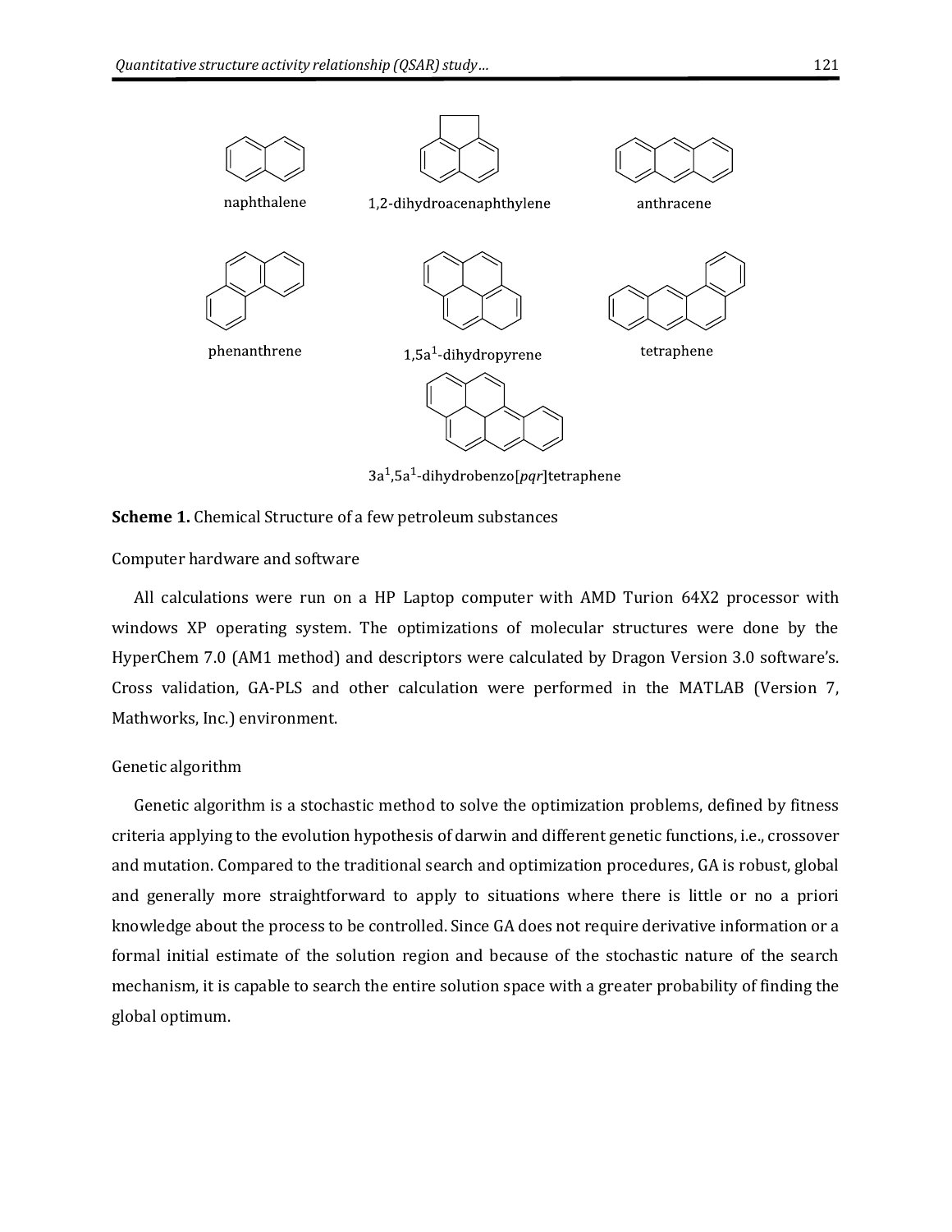naphthalene

1,2-dihydroacenaphthylene

anthracene

phenanthrene

$1,5a^1$-dihydropyrene

tetraphene

$3a^1,5a^1$-dihydrobenzo[*pqr*]tetraphene

**Scheme 1.** Chemical Structure of a few petroleum substances

Computer hardware and software

All calculations were run on a HP Laptop computer with AMD Turion 64X2 processor with windows XP operating system. The optimizations of molecular structures were done by the HyperChem 7.0 (AM1 method) and descriptors were calculated by Dragon Version 3.0 software's. Cross validation, GA-PLS and other calculation were performed in the MATLAB (Version 7, Mathworks, Inc.) environment.

Genetic algorithm

Genetic algorithm is a stochastic method to solve the optimization problems, defined by fitness criteria applying to the evolution hypothesis of darwin and different genetic functions, i.e., crossover and mutation. Compared to the traditional search and optimization procedures, GA is robust, global and generally more straightforward to apply to situations where there is little or no a priori knowledge about the process to be controlled. Since GA does not require derivative information or a formal initial estimate of the solution region and because of the stochastic nature of the search mechanism, it is capable to search the entire solution space with a greater probability of finding the global optimum.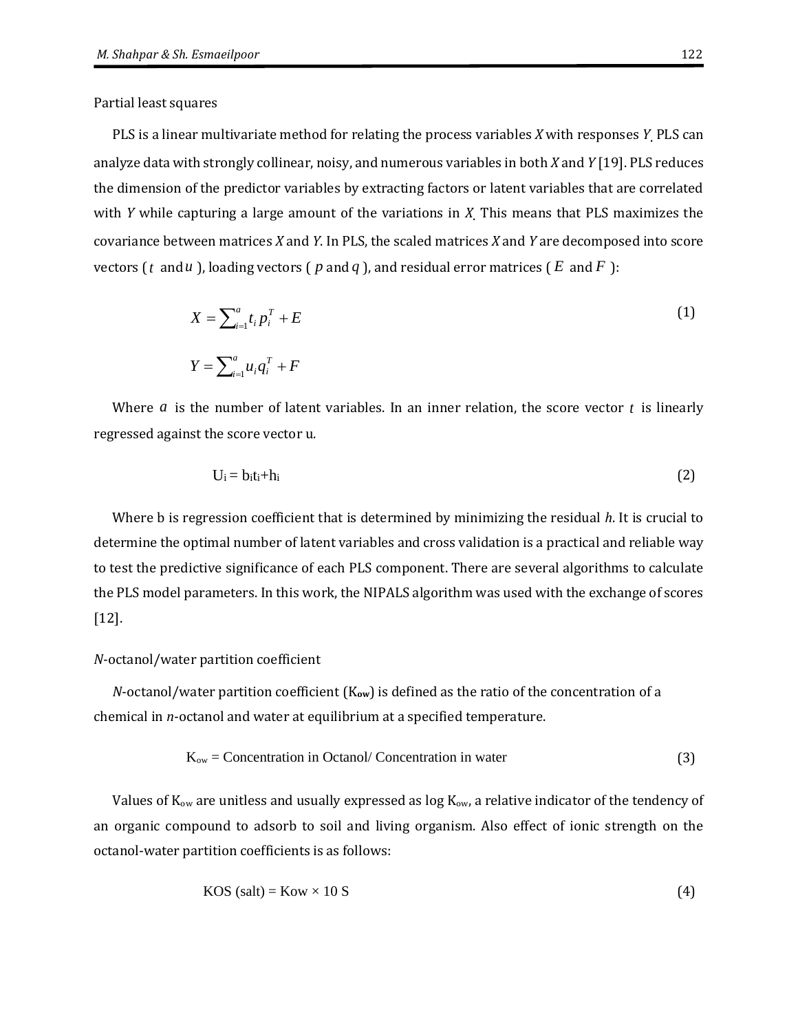## Partial least squares

PLS is a linear multivariate method for relating the process variables *X* with responses *Y*. PLS can analyze data with strongly collinear, noisy, and numerous variables in both *X* and *Y* [19]. PLS reduces the dimension of the predictor variables by extracting factors or latent variables that are correlated with *Y* while capturing a large amount of the variations in *X*. This means that PLS maximizes the covariance between matrices *X* and *Y*. In PLS, the scaled matrices *X* and *Y* are decomposed into score vectors ( $t$ and $u$ ), loading vectors ( $p$ and $q$ ), and residual error matrices ( $E$ and $F$ ):

$$X = \sum_{i=1}^{a} t_i p_i^T + E \tag{1}$$

$$Y = \sum_{i=1}^{a} u_i q_i^T + F$$

Where $a$ is the number of latent variables. In an inner relation, the score vector $t$ is linearly regressed against the score vector u.

$$U_i = b_i t_i + h_i \tag{2}$$

Where b is regression coefficient that is determined by minimizing the residual *h*. It is crucial to determine the optimal number of latent variables and cross validation is a practical and reliable way to test the predictive significance of each PLS component. There are several algorithms to calculate the PLS model parameters. In this work, the NIPALS algorithm was used with the exchange of scores [12].

## *N*-octanol/water partition coefficient

*N*-octanol/water partition coefficient ($K_{ow}$) is defined as the ratio of the concentration of a chemical in *n*-octanol and water at equilibrium at a specified temperature.

$$K_{ow} = \text{Concentration in Octanol/ Concentration in water} \tag{3}$$

Values of $K_{ow}$ are unitless and usually expressed as log $K_{ow}$, a relative indicator of the tendency of an organic compound to adsorb to soil and living organism. Also effect of ionic strength on the octanol-water partition coefficients is as follows:

$$KOS\ (salt) = Kow \times 10\ S \tag{4}$$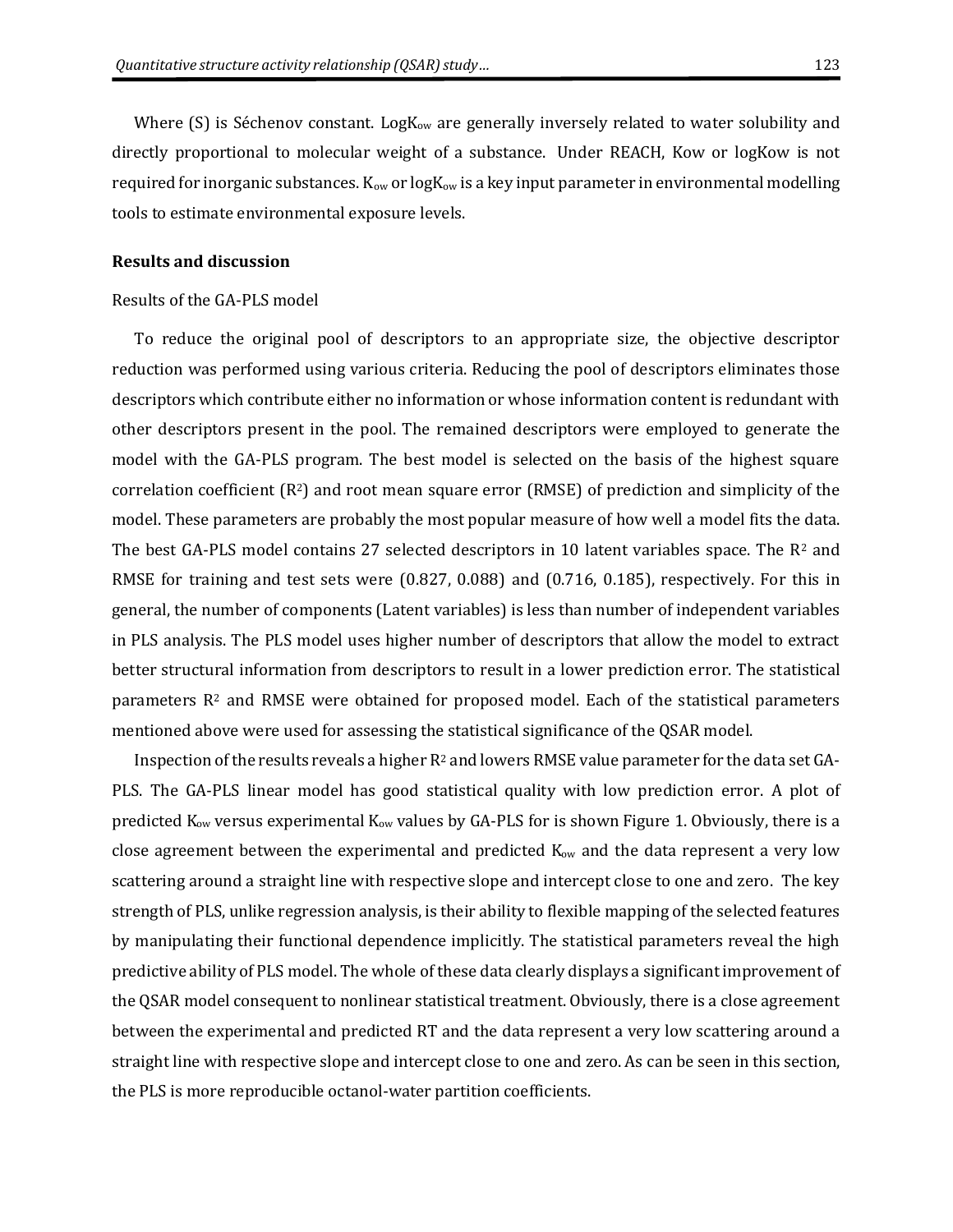Where (S) is Séchenov constant. $\text{LogK}_{ow}$ are generally inversely related to water solubility and directly proportional to molecular weight of a substance. Under REACH, Kow or logKow is not required for inorganic substances. $K_{ow}$ or $\text{logK}_{ow}$ is a key input parameter in environmental modelling tools to estimate environmental exposure levels.

**Results and discussion**

Results of the GA-PLS model

To reduce the original pool of descriptors to an appropriate size, the objective descriptor reduction was performed using various criteria. Reducing the pool of descriptors eliminates those descriptors which contribute either no information or whose information content is redundant with other descriptors present in the pool. The remained descriptors were employed to generate the model with the GA-PLS program. The best model is selected on the basis of the highest square correlation coefficient ($R^2$) and root mean square error (RMSE) of prediction and simplicity of the model. These parameters are probably the most popular measure of how well a model fits the data. The best GA-PLS model contains 27 selected descriptors in 10 latent variables space. The $R^2$ and RMSE for training and test sets were (0.827, 0.088) and (0.716, 0.185), respectively. For this in general, the number of components (Latent variables) is less than number of independent variables in PLS analysis. The PLS model uses higher number of descriptors that allow the model to extract better structural information from descriptors to result in a lower prediction error. The statistical parameters $R^2$ and RMSE were obtained for proposed model. Each of the statistical parameters mentioned above were used for assessing the statistical significance of the QSAR model.

Inspection of the results reveals a higher $R^2$ and lowers RMSE value parameter for the data set GA-PLS. The GA-PLS linear model has good statistical quality with low prediction error. A plot of predicted $K_{ow}$ versus experimental $K_{ow}$ values by GA-PLS for is shown Figure 1. Obviously, there is a close agreement between the experimental and predicted $K_{ow}$ and the data represent a very low scattering around a straight line with respective slope and intercept close to one and zero. The key strength of PLS, unlike regression analysis, is their ability to flexible mapping of the selected features by manipulating their functional dependence implicitly. The statistical parameters reveal the high predictive ability of PLS model. The whole of these data clearly displays a significant improvement of the QSAR model consequent to nonlinear statistical treatment. Obviously, there is a close agreement between the experimental and predicted RT and the data represent a very low scattering around a straight line with respective slope and intercept close to one and zero. As can be seen in this section, the PLS is more reproducible octanol-water partition coefficients.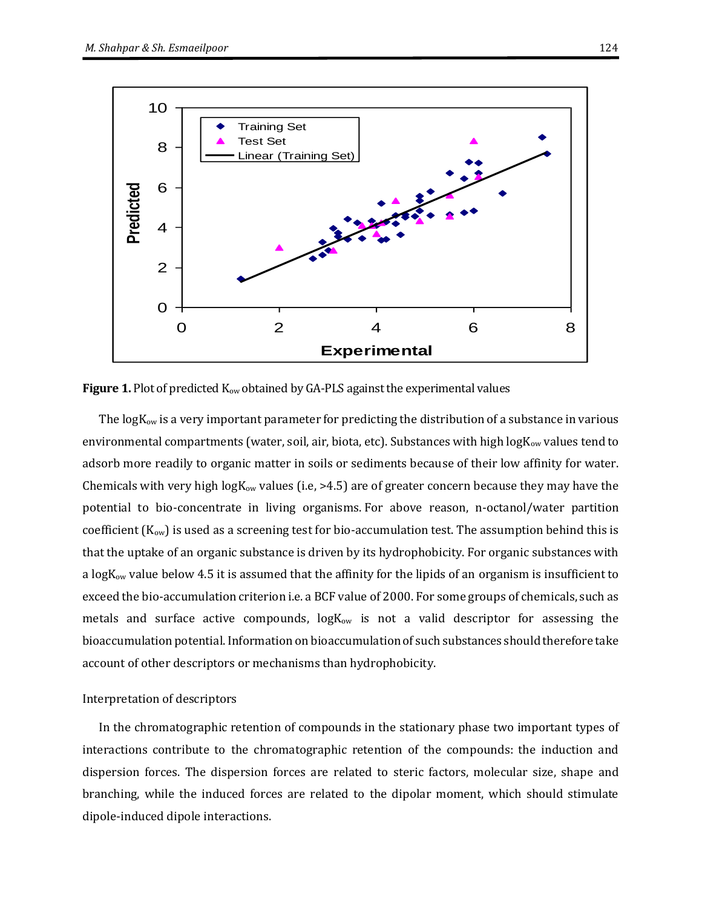**Figure 1.** Plot of predicted $K_{ow}$ obtained by GA-PLS against the experimental values

The $\log K_{ow}$ is a very important parameter for predicting the distribution of a substance in various environmental compartments (water, soil, air, biota, etc). Substances with high $\log K_{ow}$ values tend to adsorb more readily to organic matter in soils or sediments because of their low affinity for water. Chemicals with very high $\log K_{ow}$ values (i.e, >4.5) are of greater concern because they may have the potential to bio-concentrate in living organisms. For above reason, n-octanol/water partition coefficient ($K_{ow}$) is used as a screening test for bio-accumulation test. The assumption behind this is that the uptake of an organic substance is driven by its hydrophobicity. For organic substances with a $\log K_{ow}$ value below 4.5 it is assumed that the affinity for the lipids of an organism is insufficient to exceed the bio-accumulation criterion i.e. a BCF value of 2000. For some groups of chemicals, such as metals and surface active compounds, $\log K_{ow}$ is not a valid descriptor for assessing the bioaccumulation potential. Information on bioaccumulation of such substances should therefore take account of other descriptors or mechanisms than hydrophobicity.

Interpretation of descriptors

In the chromatographic retention of compounds in the stationary phase two important types of interactions contribute to the chromatographic retention of the compounds: the induction and dispersion forces. The dispersion forces are related to steric factors, molecular size, shape and branching, while the induced forces are related to the dipolar moment, which should stimulate dipole-induced dipole interactions.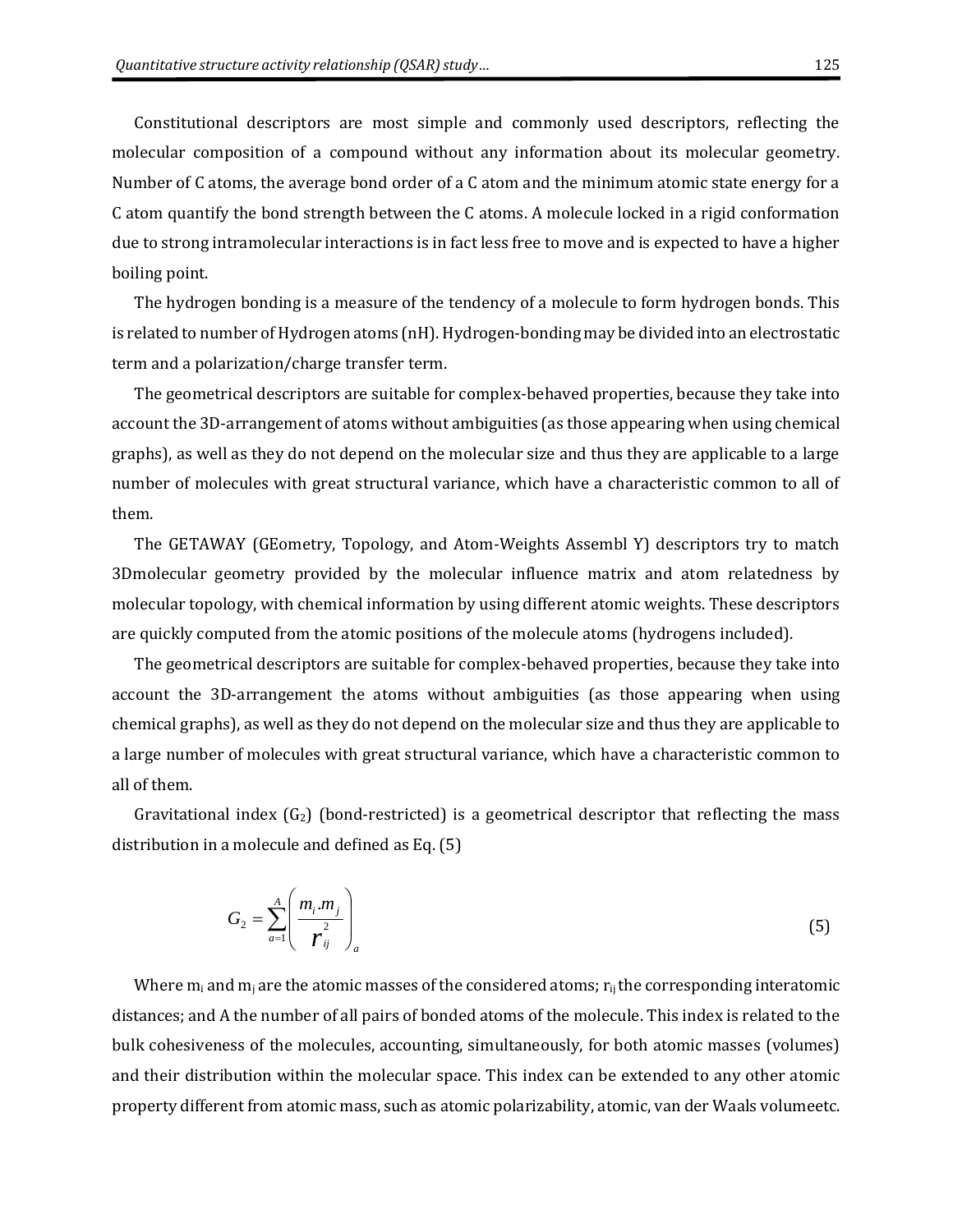Constitutional descriptors are most simple and commonly used descriptors, reflecting the molecular composition of a compound without any information about its molecular geometry. Number of C atoms, the average bond order of a C atom and the minimum atomic state energy for a C atom quantify the bond strength between the C atoms. A molecule locked in a rigid conformation due to strong intramolecular interactions is in fact less free to move and is expected to have a higher boiling point.

The hydrogen bonding is a measure of the tendency of a molecule to form hydrogen bonds. This is related to number of Hydrogen atoms (nH). Hydrogen-bonding may be divided into an electrostatic term and a polarization/charge transfer term.

The geometrical descriptors are suitable for complex-behaved properties, because they take into account the 3D-arrangement of atoms without ambiguities (as those appearing when using chemical graphs), as well as they do not depend on the molecular size and thus they are applicable to a large number of molecules with great structural variance, which have a characteristic common to all of them.

The GETAWAY (GEometry, Topology, and Atom-Weights Assembl Y) descriptors try to match 3Dmolecular geometry provided by the molecular influence matrix and atom relatedness by molecular topology, with chemical information by using different atomic weights. These descriptors are quickly computed from the atomic positions of the molecule atoms (hydrogens included).

The geometrical descriptors are suitable for complex-behaved properties, because they take into account the 3D-arrangement the atoms without ambiguities (as those appearing when using chemical graphs), as well as they do not depend on the molecular size and thus they are applicable to a large number of molecules with great structural variance, which have a characteristic common to all of them.

Gravitational index ($G_2$) (bond-restricted) is a geometrical descriptor that reflecting the mass distribution in a molecule and defined as Eq. (5)

$$G_2 = \sum_{a=1}^{A} \left( \frac{m_i . m_j}{r_{ij}^2} \right)_a \tag{5}$$

Where $m_i$ and $m_j$ are the atomic masses of the considered atoms; $r_{ij}$ the corresponding interatomic distances; and A the number of all pairs of bonded atoms of the molecule. This index is related to the bulk cohesiveness of the molecules, accounting, simultaneously, for both atomic masses (volumes) and their distribution within the molecular space. This index can be extended to any other atomic property different from atomic mass, such as atomic polarizability, atomic, van der Waals volumeetc.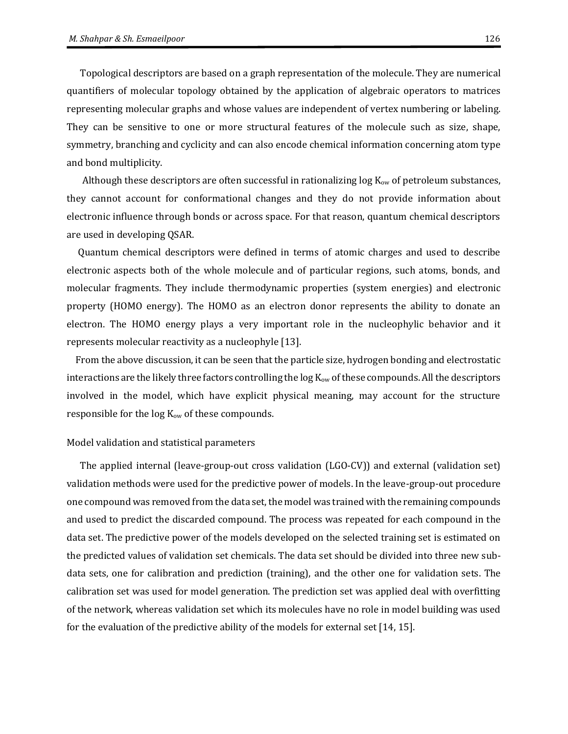Topological descriptors are based on a graph representation of the molecule. They are numerical quantifiers of molecular topology obtained by the application of algebraic operators to matrices representing molecular graphs and whose values are independent of vertex numbering or labeling. They can be sensitive to one or more structural features of the molecule such as size, shape, symmetry, branching and cyclicity and can also encode chemical information concerning atom type and bond multiplicity.

Although these descriptors are often successful in rationalizing log $K_{ow}$ of petroleum substances, they cannot account for conformational changes and they do not provide information about electronic influence through bonds or across space. For that reason, quantum chemical descriptors are used in developing QSAR.

Quantum chemical descriptors were defined in terms of atomic charges and used to describe electronic aspects both of the whole molecule and of particular regions, such atoms, bonds, and molecular fragments. They include thermodynamic properties (system energies) and electronic property (HOMO energy). The HOMO as an electron donor represents the ability to donate an electron. The HOMO energy plays a very important role in the nucleophylic behavior and it represents molecular reactivity as a nucleophyle [13].

From the above discussion, it can be seen that the particle size, hydrogen bonding and electrostatic interactions are the likely three factors controlling the log $K_{ow}$ of these compounds. All the descriptors involved in the model, which have explicit physical meaning, may account for the structure responsible for the log $K_{ow}$ of these compounds.

## Model validation and statistical parameters

The applied internal (leave-group-out cross validation (LGO-CV)) and external (validation set) validation methods were used for the predictive power of models. In the leave-group-out procedure one compound was removed from the data set, the model was trained with the remaining compounds and used to predict the discarded compound. The process was repeated for each compound in the data set. The predictive power of the models developed on the selected training set is estimated on the predicted values of validation set chemicals. The data set should be divided into three new sub-data sets, one for calibration and prediction (training), and the other one for validation sets. The calibration set was used for model generation. The prediction set was applied deal with overfitting of the network, whereas validation set which its molecules have no role in model building was used for the evaluation of the predictive ability of the models for external set [14, 15].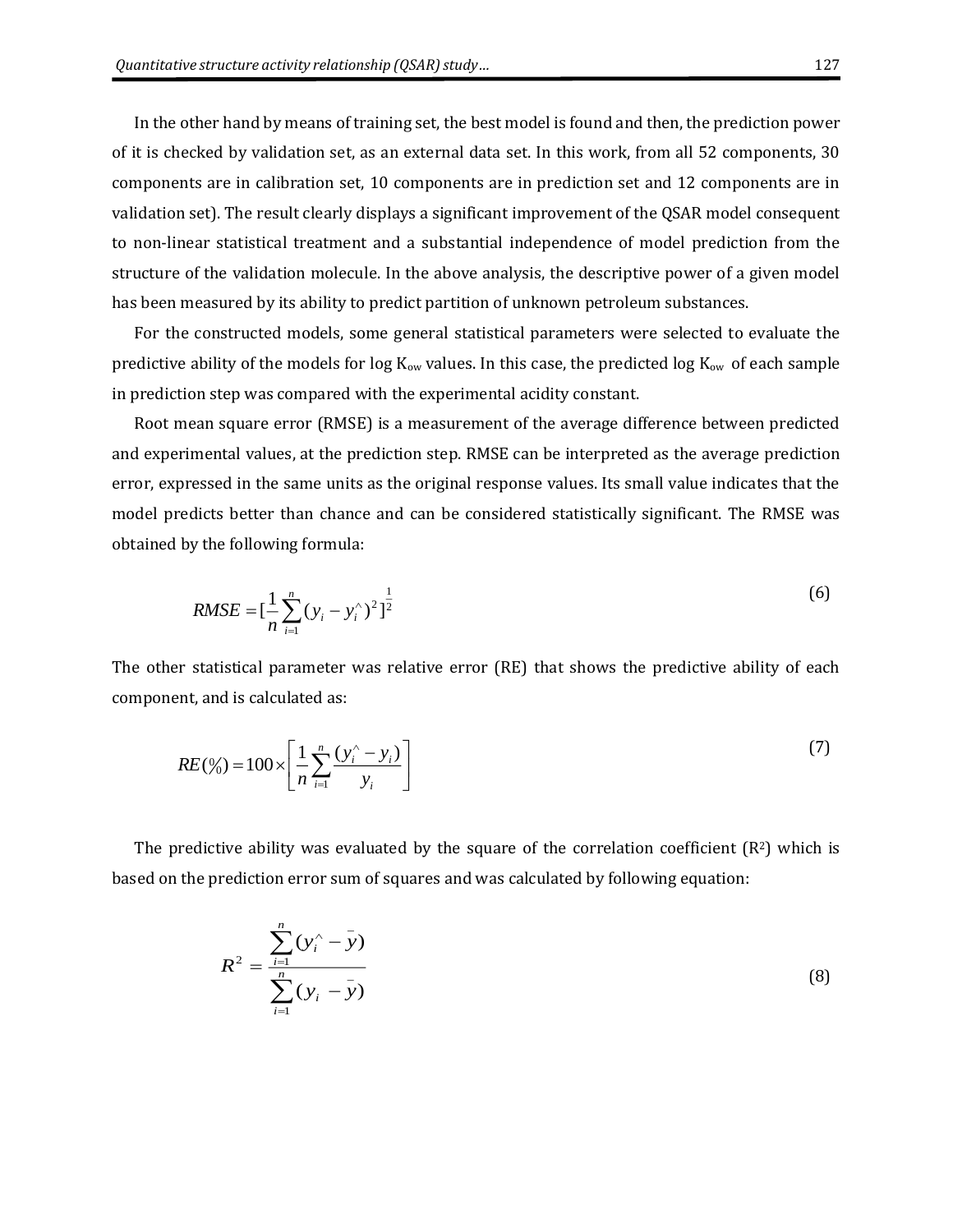In the other hand by means of training set, the best model is found and then, the prediction power of it is checked by validation set, as an external data set. In this work, from all 52 components, 30 components are in calibration set, 10 components are in prediction set and 12 components are in validation set). The result clearly displays a significant improvement of the QSAR model consequent to non-linear statistical treatment and a substantial independence of model prediction from the structure of the validation molecule. In the above analysis, the descriptive power of a given model has been measured by its ability to predict partition of unknown petroleum substances.

For the constructed models, some general statistical parameters were selected to evaluate the predictive ability of the models for log $K_{ow}$ values. In this case, the predicted log $K_{ow}$ of each sample in prediction step was compared with the experimental acidity constant.

Root mean square error (RMSE) is a measurement of the average difference between predicted and experimental values, at the prediction step. RMSE can be interpreted as the average prediction error, expressed in the same units as the original response values. Its small value indicates that the model predicts better than chance and can be considered statistically significant. The RMSE was obtained by the following formula:

$$RMSE = [\frac{1}{n}\sum_{i=1}^{n}(y_i - y_i^{\wedge})^2]^{\frac{1}{2}} \tag{6}$$

The other statistical parameter was relative error (RE) that shows the predictive ability of each component, and is calculated as:

$$RE(\%) = 100 \times \left[\frac{1}{n}\sum_{i=1}^{n}\frac{(y_i^{\wedge} - y_i)}{y_i}\right] \tag{7}$$

The predictive ability was evaluated by the square of the correlation coefficient ($R^2$) which is based on the prediction error sum of squares and was calculated by following equation:

$$R^2 = \frac{\sum_{i=1}^{n}(y_i^{\wedge} - \bar{y})}{\sum_{i=1}^{n}(y_i - \bar{y})} \tag{8}$$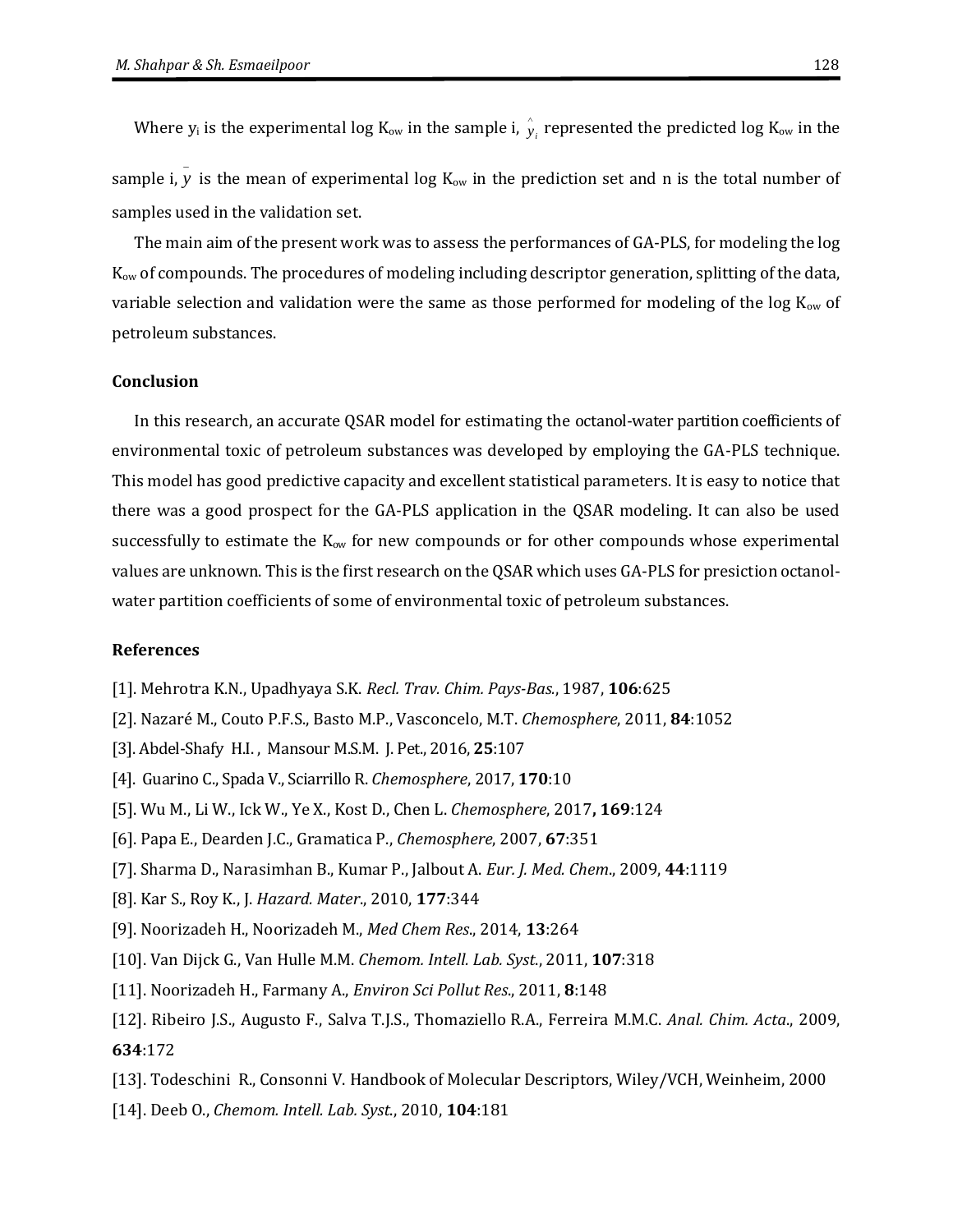Where $y_i$ is the experimental log $K_{ow}$ in the sample i, $\hat{y}_i$ represented the predicted log $K_{ow}$ in the sample i, $\bar{y}$ is the mean of experimental log $K_{ow}$ in the prediction set and n is the total number of samples used in the validation set.

The main aim of the present work was to assess the performances of GA-PLS, for modeling the log $K_{ow}$ of compounds. The procedures of modeling including descriptor generation, splitting of the data, variable selection and validation were the same as those performed for modeling of the log $K_{ow}$ of petroleum substances.

### Conclusion

In this research, an accurate QSAR model for estimating the octanol-water partition coefficients of environmental toxic of petroleum substances was developed by employing the GA-PLS technique. This model has good predictive capacity and excellent statistical parameters. It is easy to notice that there was a good prospect for the GA-PLS application in the QSAR modeling. It can also be used successfully to estimate the $K_{ow}$ for new compounds or for other compounds whose experimental values are unknown. This is the first research on the QSAR which uses GA-PLS for presiction octanol-water partition coefficients of some of environmental toxic of petroleum substances.

### References

[1]. Mehrotra K.N., Upadhyaya S.K. *Recl. Trav. Chim. Pays-Bas.*, 1987, **106**:625

[2]. Nazaré M., Couto P.F.S., Basto M.P., Vasconcelo, M.T. *Chemosphere*, 2011, **84**:1052

[3]. Abdel-Shafy H.I. , Mansour M.S.M. J. Pet., 2016, **25**:107

[4]. Guarino C., Spada V., Sciarrillo R. *Chemosphere*, 2017, **170**:10

[5]. Wu M., Li W., Ick W., Ye X., Kost D., Chen L. *Chemosphere*, 2017**, 169**:124

[6]. Papa E., Dearden J.C., Gramatica P., *Chemosphere*, 2007, **67**:351

[7]. Sharma D., Narasimhan B., Kumar P., Jalbout A. *Eur. J. Med. Chem*., 2009, **44**:1119

[8]. Kar S., Roy K., J. *Hazard. Mater*., 2010, **177**:344

[9]. Noorizadeh H., Noorizadeh M., *Med Chem Res*., 2014, **13**:264

[10]. Van Dijck G., Van Hulle M.M. *Chemom. Intell. Lab. Syst.*, 2011, **107**:318

[11]. Noorizadeh H., Farmany A., *Environ Sci Pollut Res*., 2011, **8**:148

[12]. Ribeiro J.S., Augusto F., Salva T.J.S., Thomaziello R.A., Ferreira M.M.C. *Anal. Chim. Acta*., 2009, **634**:172

[13]. Todeschini R., Consonni V. Handbook of Molecular Descriptors, Wiley/VCH, Weinheim, 2000

[14]. Deeb O., *Chemom. Intell. Lab. Syst.*, 2010, **104**:181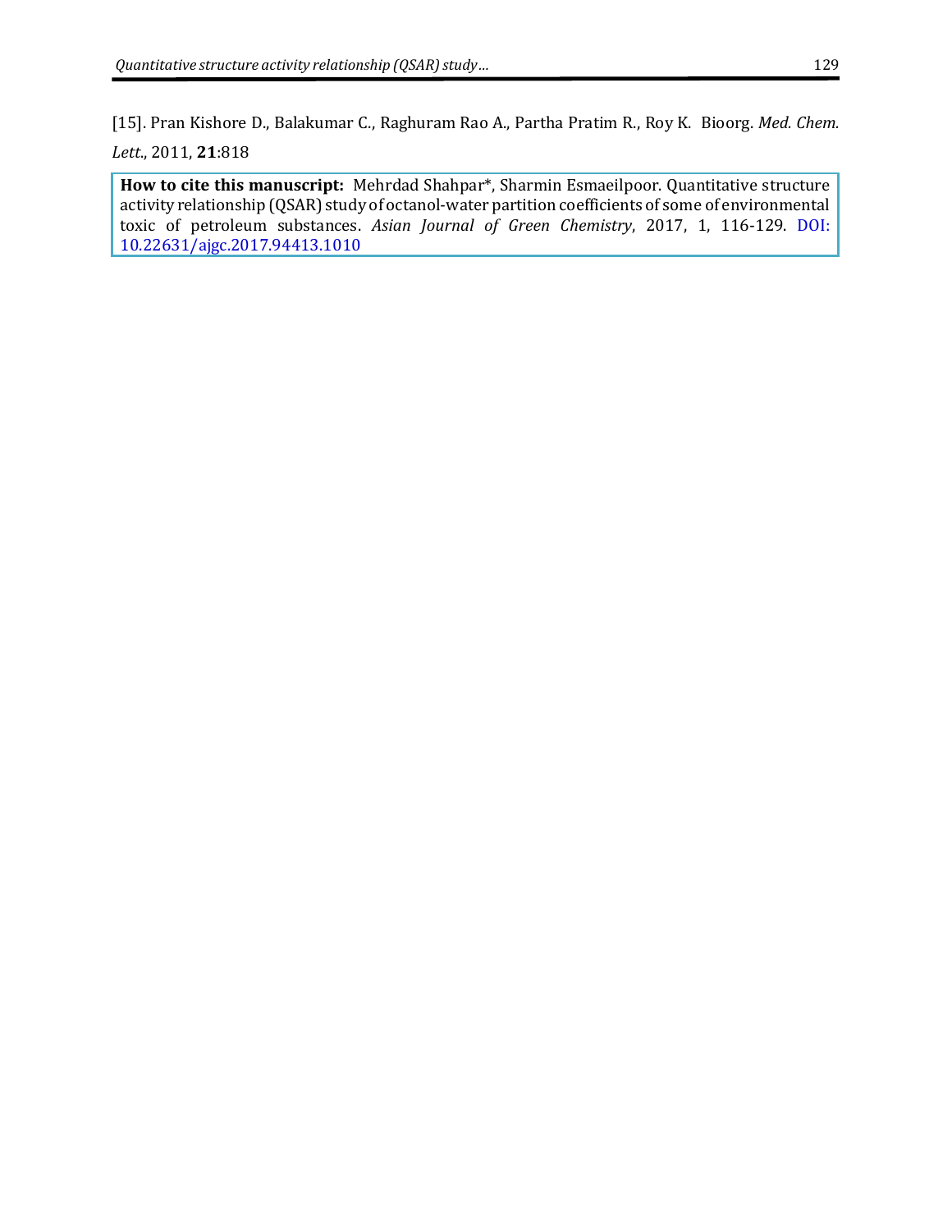[15]. Pran Kishore D., Balakumar C., Raghuram Rao A., Partha Pratim R., Roy K. Bioorg. *Med. Chem. Lett.*, 2011, **21**:818

**How to cite this manuscript:** Mehrdad Shahpar*, Sharmin Esmaeilpoor. Quantitative structure activity relationship (QSAR) study of octanol-water partition coefficients of some of environmental toxic of petroleum substances. *Asian Journal of Green Chemistry*, 2017, 1, 116-129. DOI: 10.22631/ajgc.2017.94413.1010